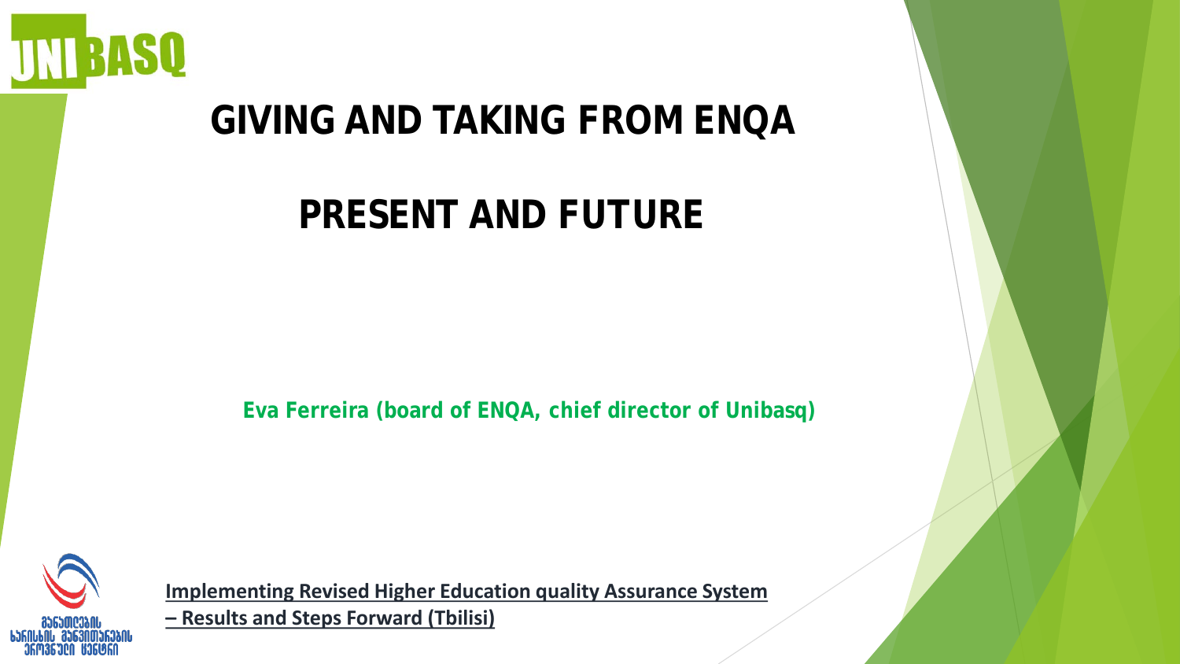# GIVING AND TAKING FROM ENQA

# PRESENT AND FUTURE

**Eva Ferreira (board of ENQA, chief director of Unibasq)**

**Implementing Revised Higher Education quality Assurance System – Results and Steps Forward (Tbilisi)**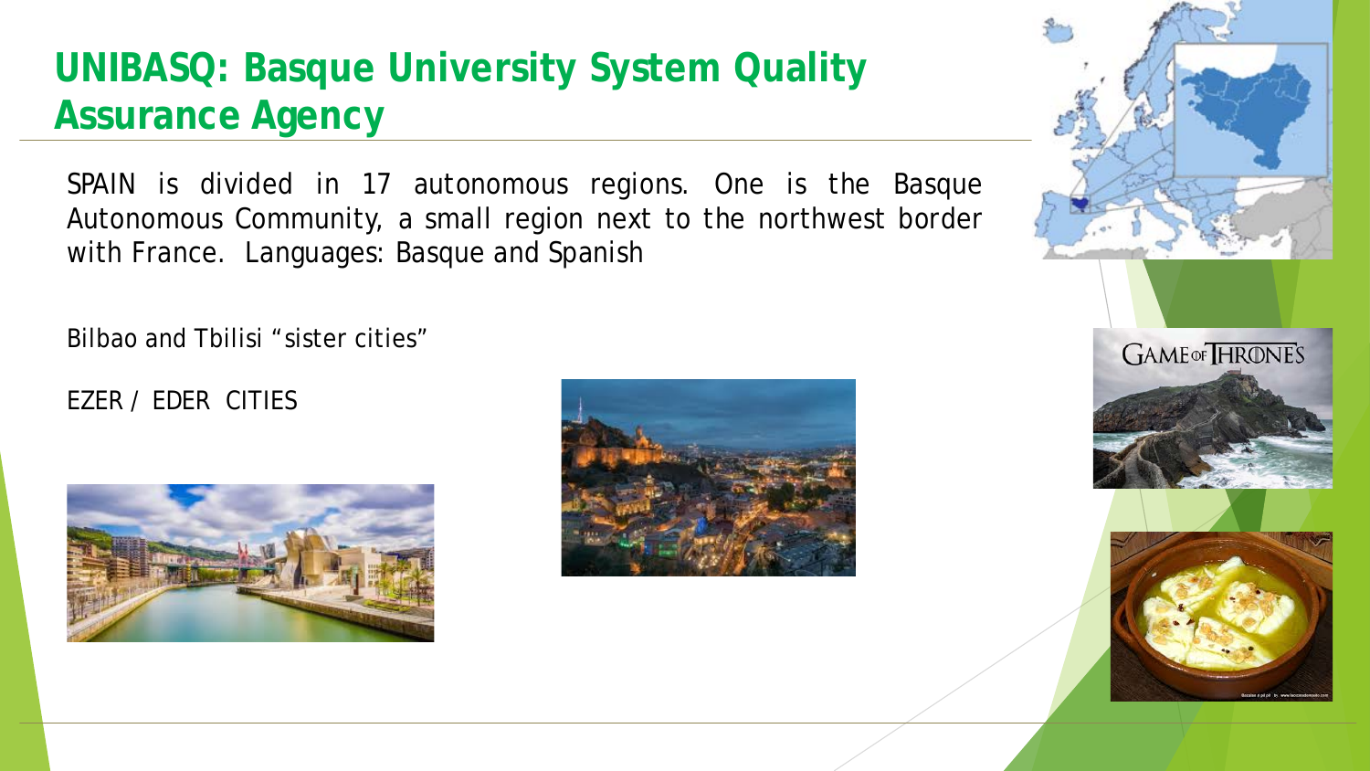# UNIBASQ: Basque University System Quality Assurance Agency

SPAIN is divided in 17 autonomous regions. One is the Basque Autonomous Community, a small region next to the northwest border with France. Languages: Basque and Spanish

Bilbao and Tbilisi "sister cities"

EZER / EDER CITIES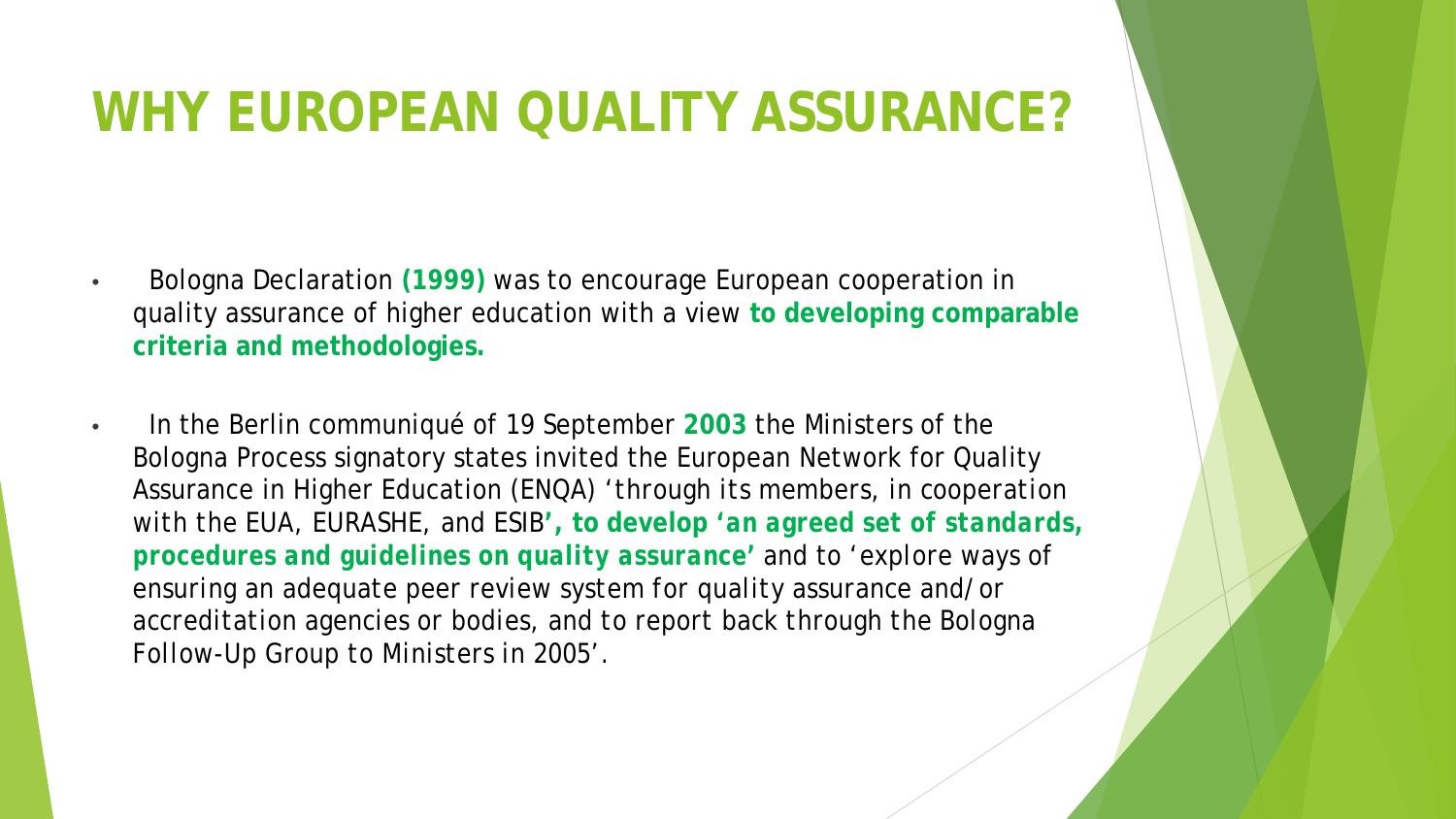# WHY EUROPEAN QUALITY ASSURANCE?

- Bologna Declaration **(1999)** was to encourage European cooperation in quality assurance of higher education with a view **to developing comparable criteria and methodologies.**
- In the Berlin communiqué of 19 September **2003** the Ministers of the Bologna Process signatory states invited the European Network for Quality Assurance in Higher Education (ENQA) *'through its members, in cooperation with the EUA, EURASHE, and ESIB'**, to develop 'an agreed set of standards, procedures and guidelines on quality assurance'*** *and to 'explore ways of ensuring an adequate peer review system for quality assurance and/or accreditation agencies or bodies, and to report back through the Bologna Follow-Up Group to Ministers in 2005'.*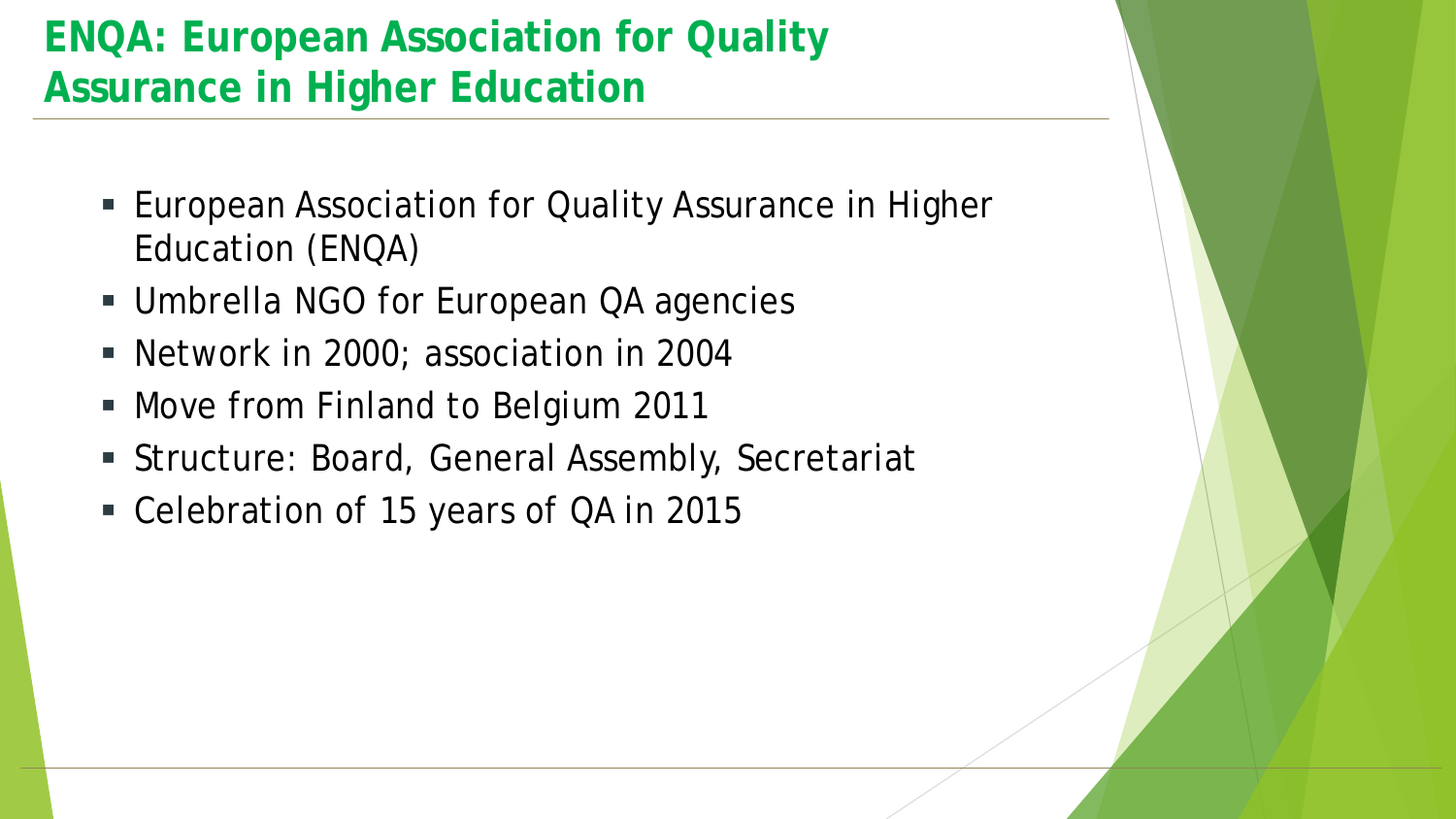# ENQA: European Association for Quality Assurance in Higher Education

- European Association for Quality Assurance in Higher Education (ENQA)
- Umbrella NGO for European QA agencies
- Network in 2000; association in 2004
- Move from Finland to Belgium 2011
- Structure: Board, General Assembly, Secretariat
- Celebration of 15 years of QA in 2015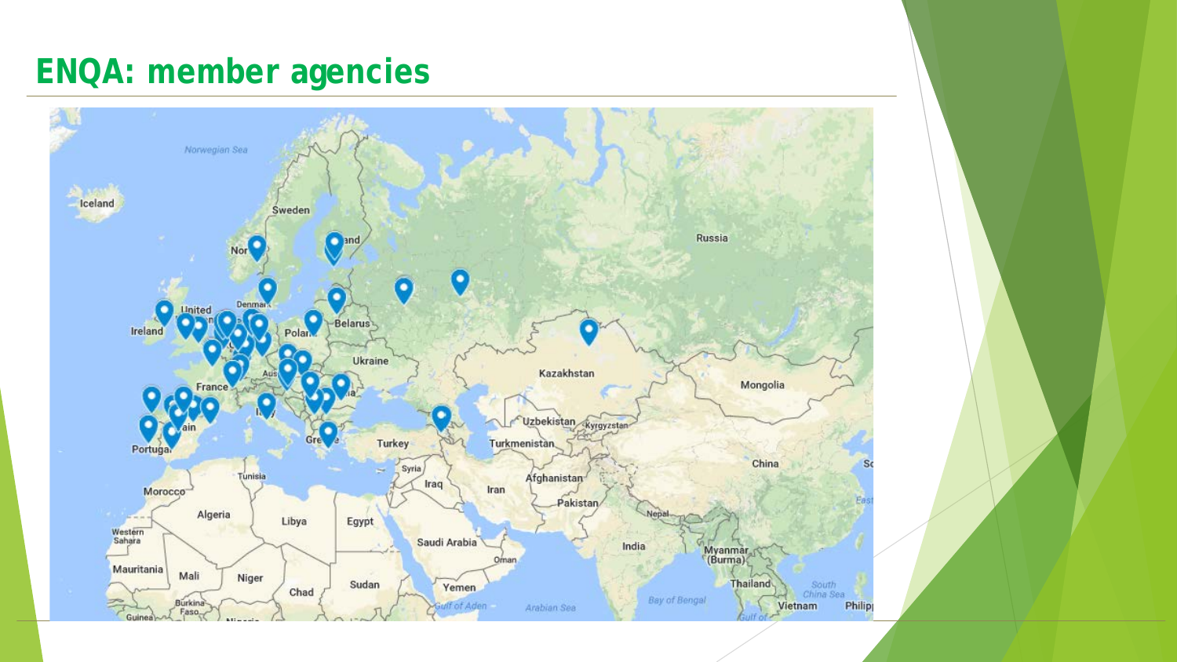# ENQA: member agencies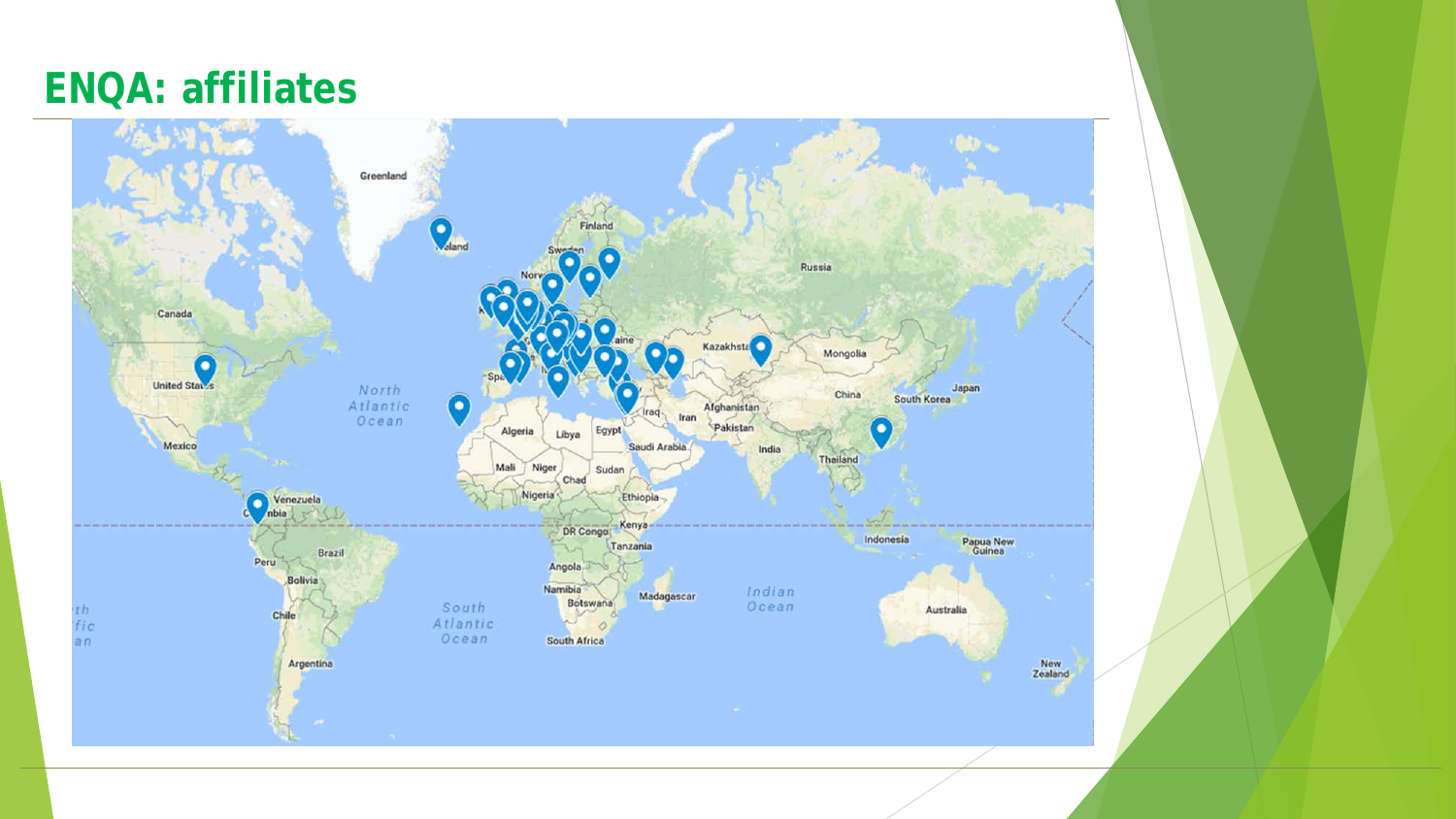## ENQA: affiliates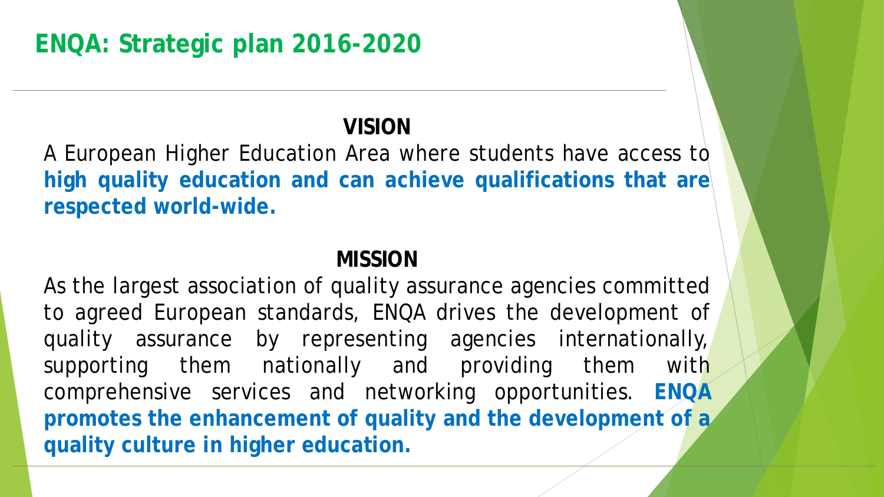# ENQA: Strategic plan 2016-2020

## VISION

A European Higher Education Area where students have access to **high quality education and can achieve qualifications that are respected world-wide.**

## MISSION

As the largest association of quality assurance agencies committed to agreed European standards, ENQA drives the development of quality assurance by representing agencies internationally, supporting them nationally and providing them with comprehensive services and networking opportunities. **ENQA promotes the enhancement of quality and the development of a quality culture in higher education.**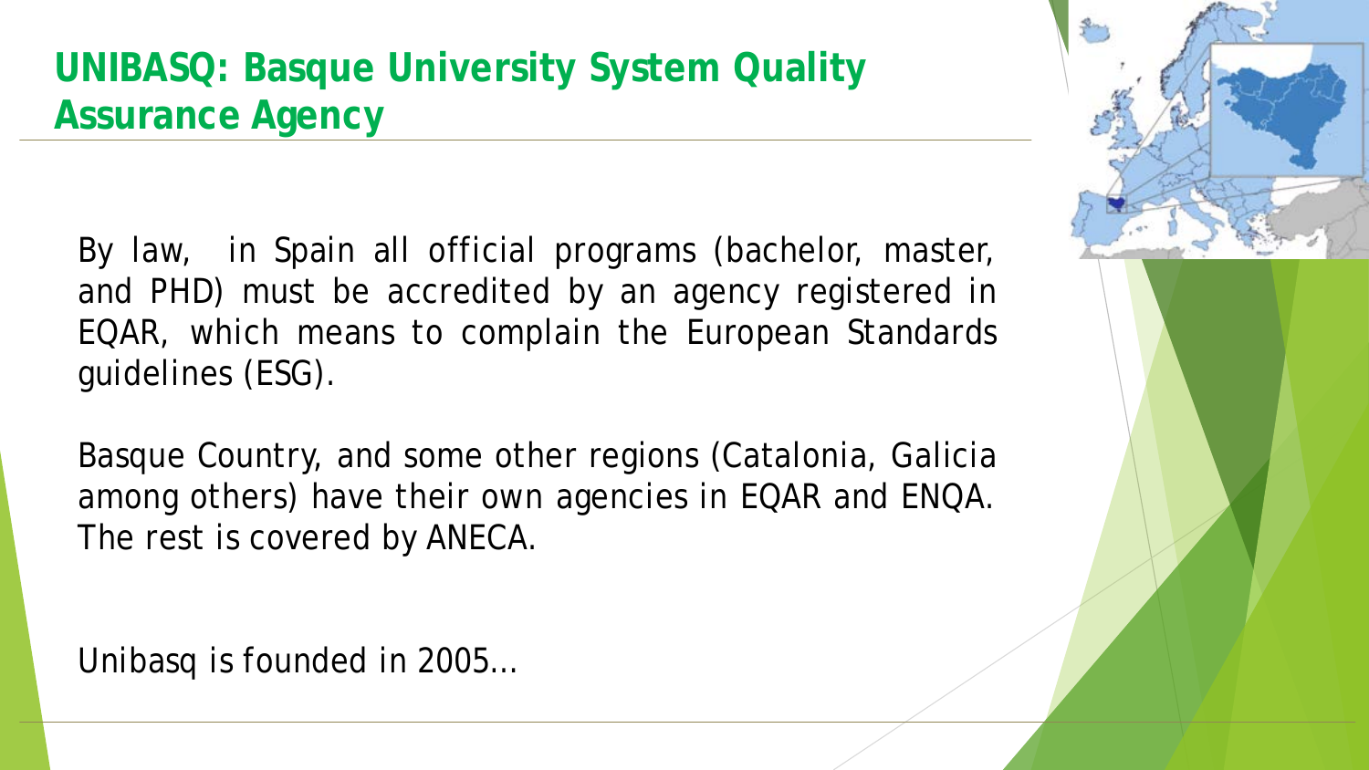## UNIBASQ: Basque University System Quality Assurance Agency

By law, in Spain all official programs (bachelor, master, and PHD) must be accredited by an agency registered in EQAR, which means to complain the European Standards guidelines (ESG).

Basque Country, and some other regions (Catalonia, Galicia among others) have their own agencies in EQAR and ENQA. The rest is covered by ANECA.

Unibasq is founded in 2005…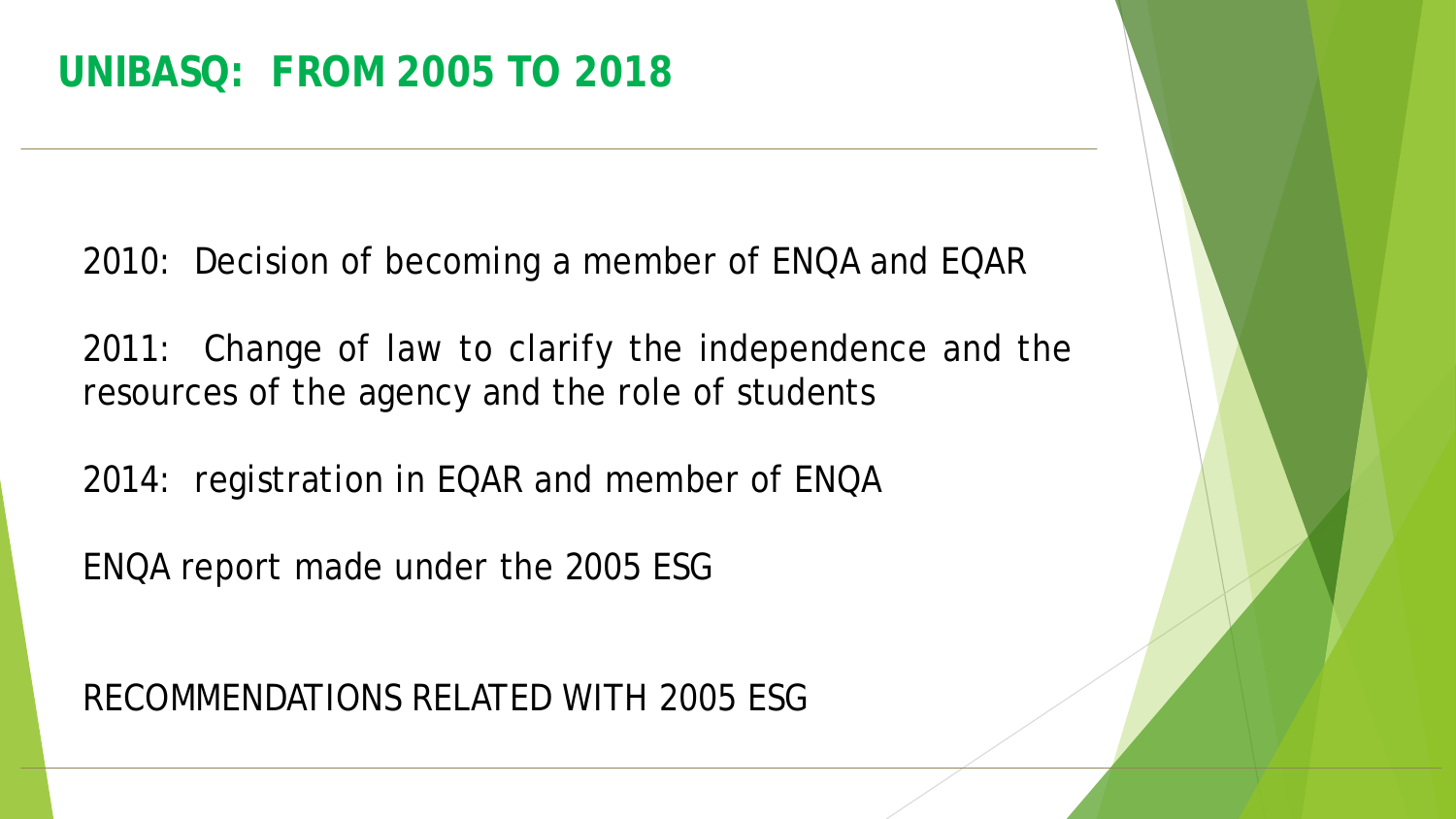# UNIBASQ: FROM 2005 TO 2018

2010: Decision of becoming a member of ENQA and EQAR

2011: Change of law to clarify the independence and the resources of the agency and the role of students

2014: registration in EQAR and member of ENQA

ENQA report made under the 2005 ESG

RECOMMENDATIONS RELATED WITH 2005 ESG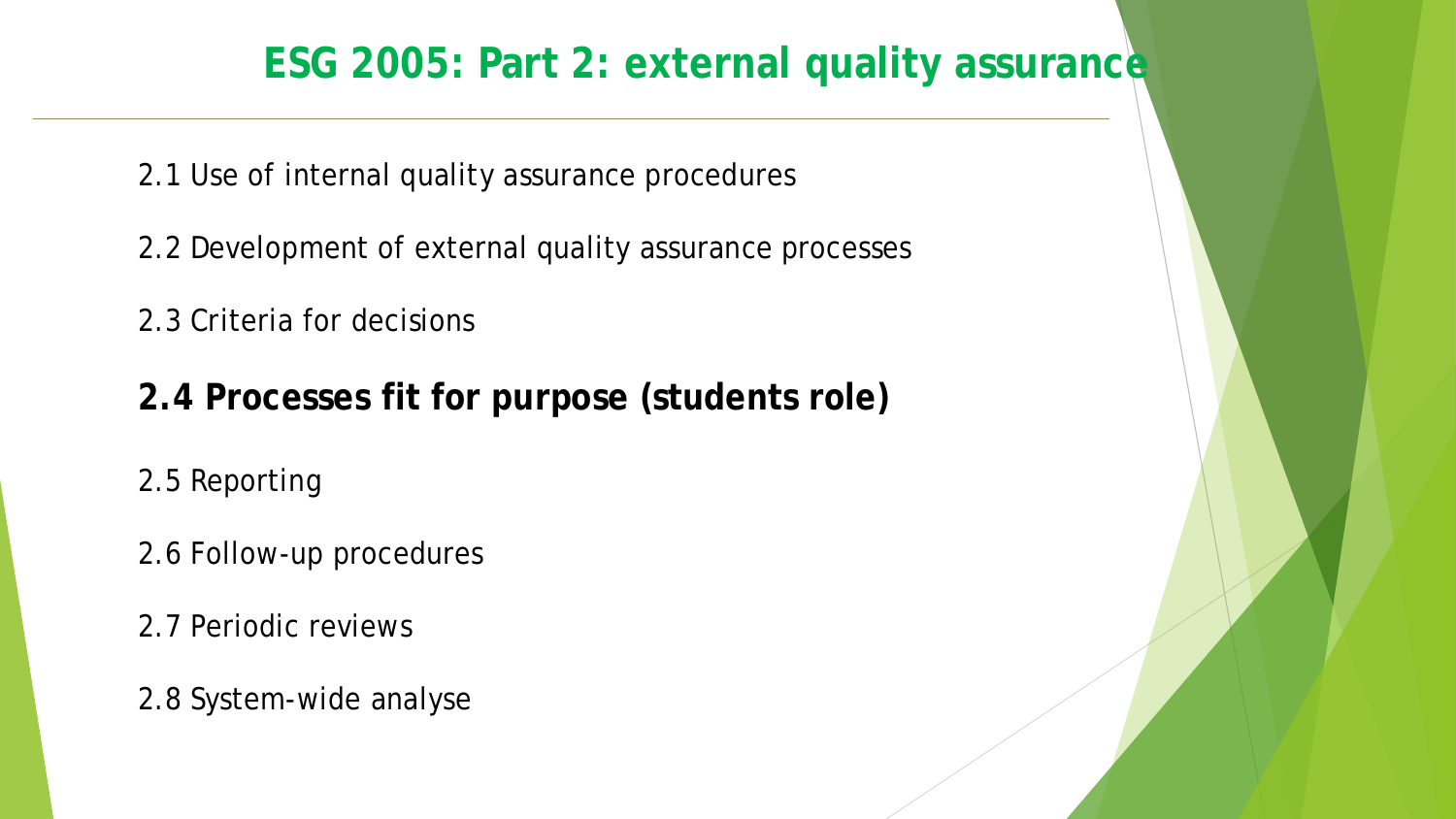# ESG 2005: Part 2: external quality assurance

2.1 Use of internal quality assurance procedures

2.2 Development of external quality assurance processes

2.3 Criteria for decisions

**2.4 Processes fit for purpose (students role)**

2.5 Reporting

2.6 Follow-up procedures

2.7 Periodic reviews

2.8 System-wide analyse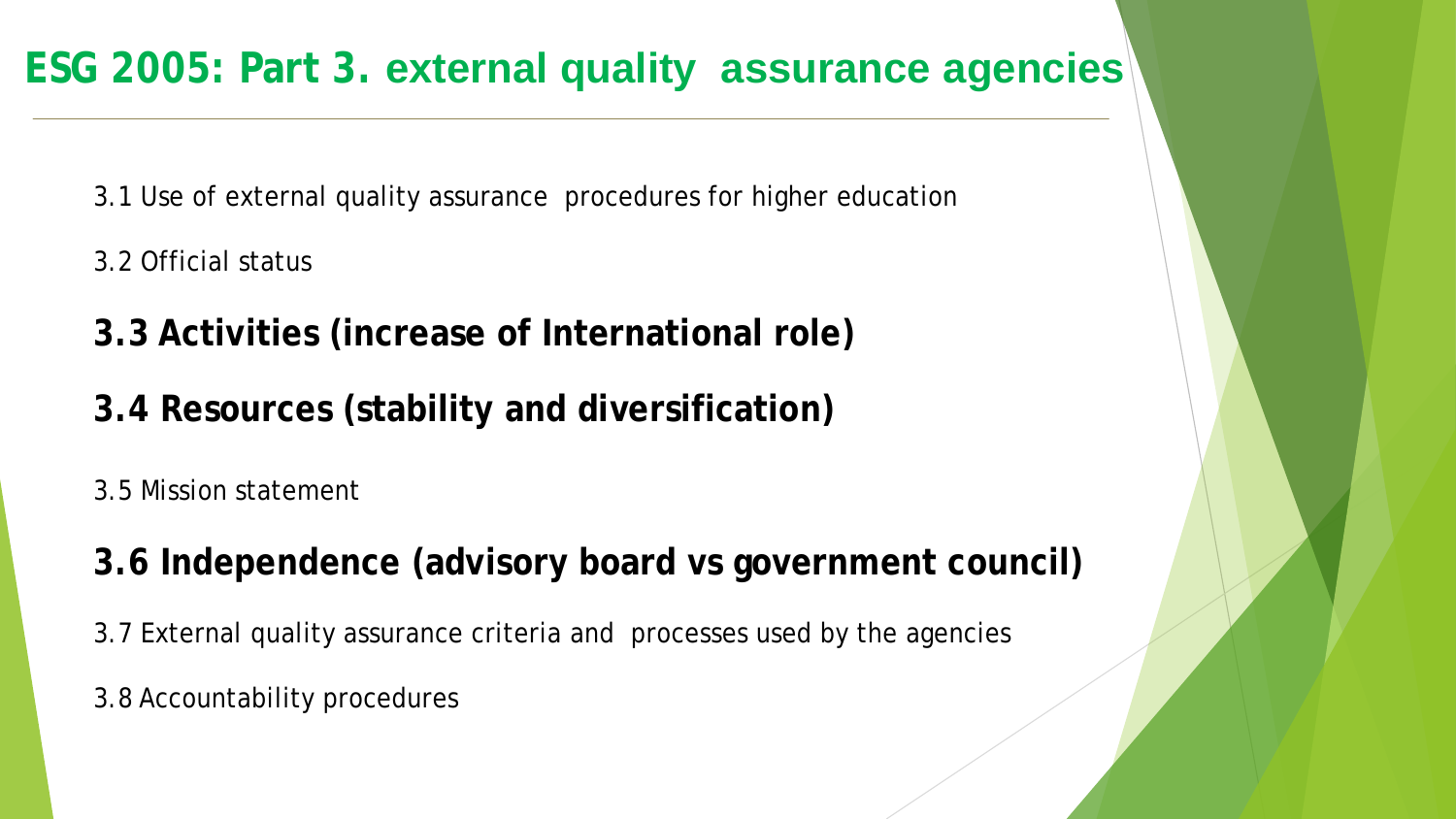# ESG 2005: Part 3. external quality assurance agencies

3.1 Use of external quality assurance procedures for higher education

3.2 Official status

**3.3 Activities (increase of International role)**

**3.4 Resources (stability and diversification)**

3.5 Mission statement

**3.6 Independence (advisory board vs government council)**

3.7 External quality assurance criteria and processes used by the agencies

3.8 Accountability procedures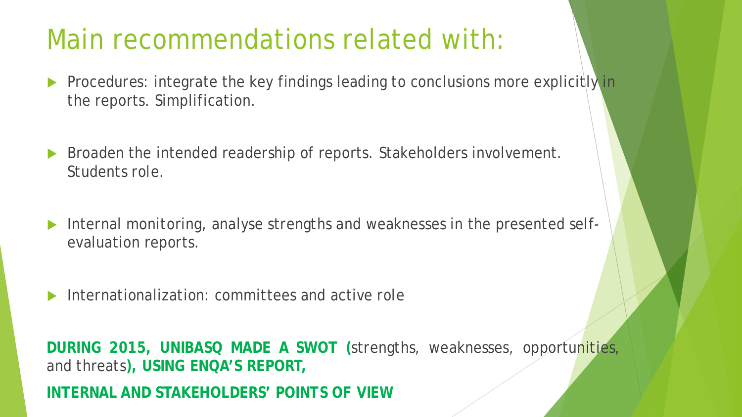# Main recommendations related with:

- Procedures: integrate the key findings leading to conclusions more explicitly in the reports. Simplification.
- Broaden the intended readership of reports. Stakeholders involvement. Students role.
- Internal monitoring, analyse strengths and weaknesses in the presented self-evaluation reports.
- Internationalization: committees and active role

**DURING 2015, UNIBASQ MADE A SWOT (**strengths, weaknesses, opportunities, and threats**), USING ENQA'S REPORT,**

**INTERNAL AND STAKEHOLDERS' POINTS OF VIEW**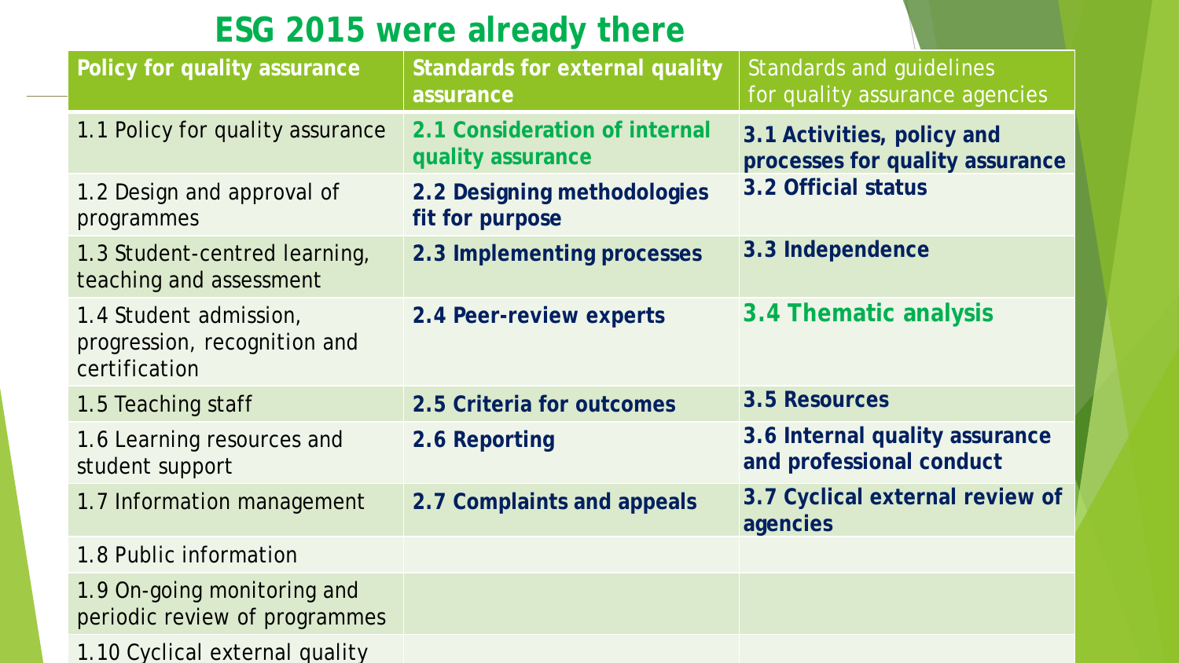# ESG 2015 were already there

| Policy for quality assurance | Standards for external quality assurance | Standards and guidelines for quality assurance agencies |
| --- | --- | --- |
| 1.1 Policy for quality assurance | **2.1 Consideration of internal quality assurance** | **3.1 Activities, policy and processes for quality assurance** |
| 1.2 Design and approval of programmes | **2.2 Designing methodologies fit for purpose** | **3.2 Official status** |
| 1.3 Student-centred learning, teaching and assessment | **2.3 Implementing processes** | **3.3 Independence** |
| 1.4 Student admission, progression, recognition and certification | **2.4 Peer-review experts** | **3.4 Thematic analysis** |
| 1.5 Teaching staff | **2.5 Criteria for outcomes** | **3.5 Resources** |
| 1.6 Learning resources and student support | **2.6 Reporting** | **3.6 Internal quality assurance and professional conduct** |
| 1.7 Information management | **2.7 Complaints and appeals** | **3.7 Cyclical external review of agencies** |
| 1.8 Public information | | |
| 1.9 On-going monitoring and periodic review of programmes | | |
| 1.10 Cyclical external quality | | |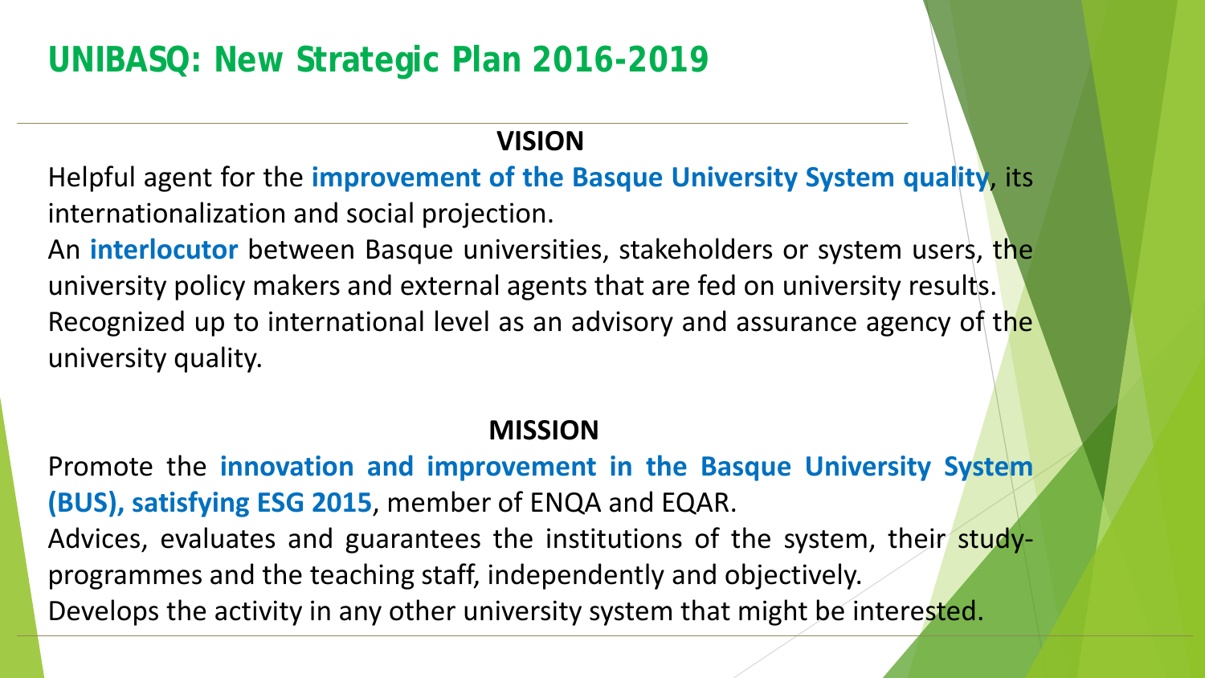# UNIBASQ: New Strategic Plan 2016-2019

## VISION

Helpful agent for the **improvement of the Basque University System quality**, its internationalization and social projection.

An **interlocutor** between Basque universities, stakeholders or system users, the university policy makers and external agents that are fed on university results.

Recognized up to international level as an advisory and assurance agency of the university quality.

## MISSION

Promote the **innovation and improvement in the Basque University System (BUS), satisfying ESG 2015**, member of ENQA and EQAR.

Advices, evaluates and guarantees the institutions of the system, their study-programmes and the teaching staff, independently and objectively.

Develops the activity in any other university system that might be interested.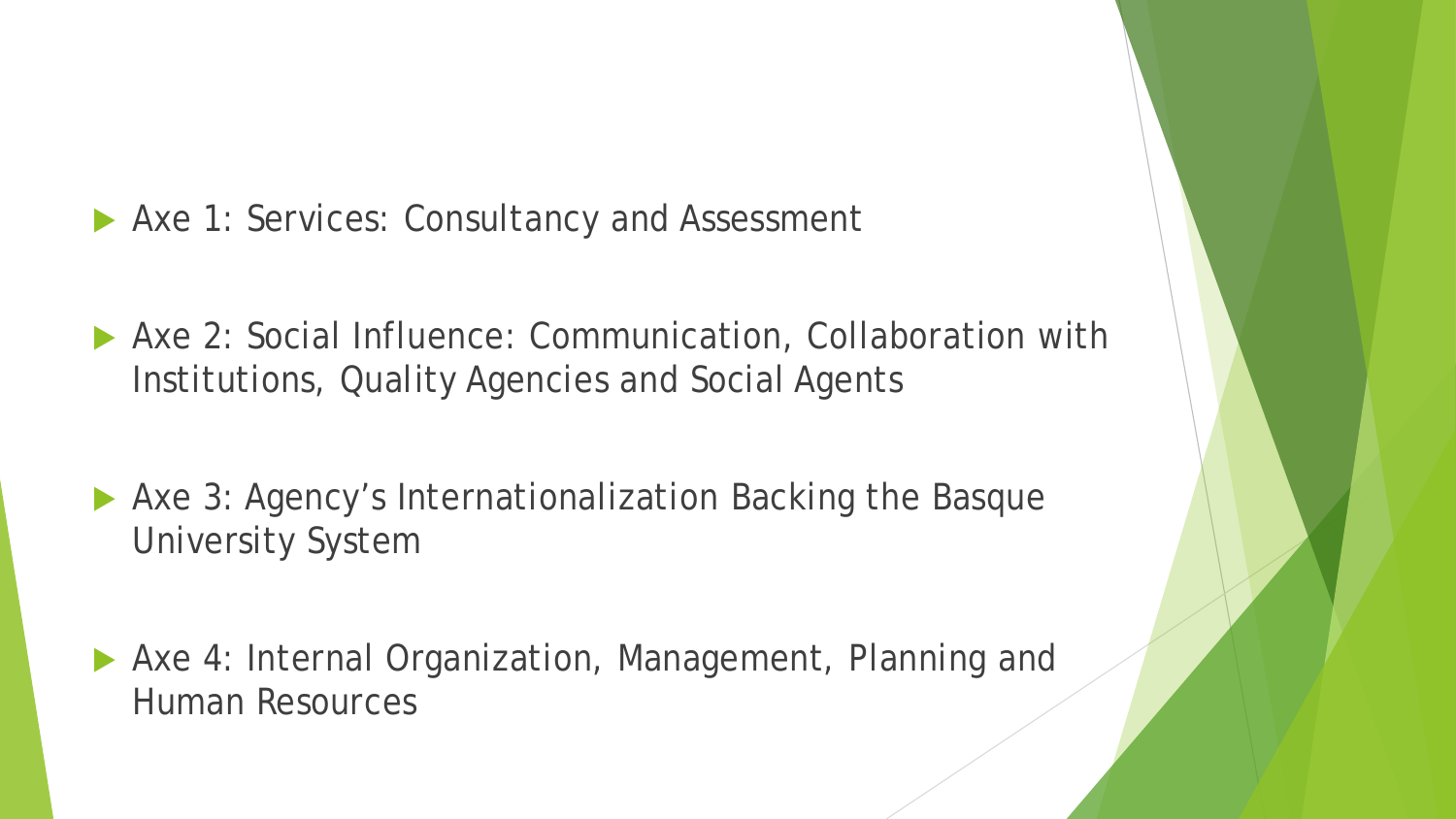- Axe 1: Services: Consultancy and Assessment
- Axe 2: Social Influence: Communication, Collaboration with Institutions, Quality Agencies and Social Agents
- Axe 3: Agency’s Internationalization Backing the Basque University System
- Axe 4: Internal Organization, Management, Planning and Human Resources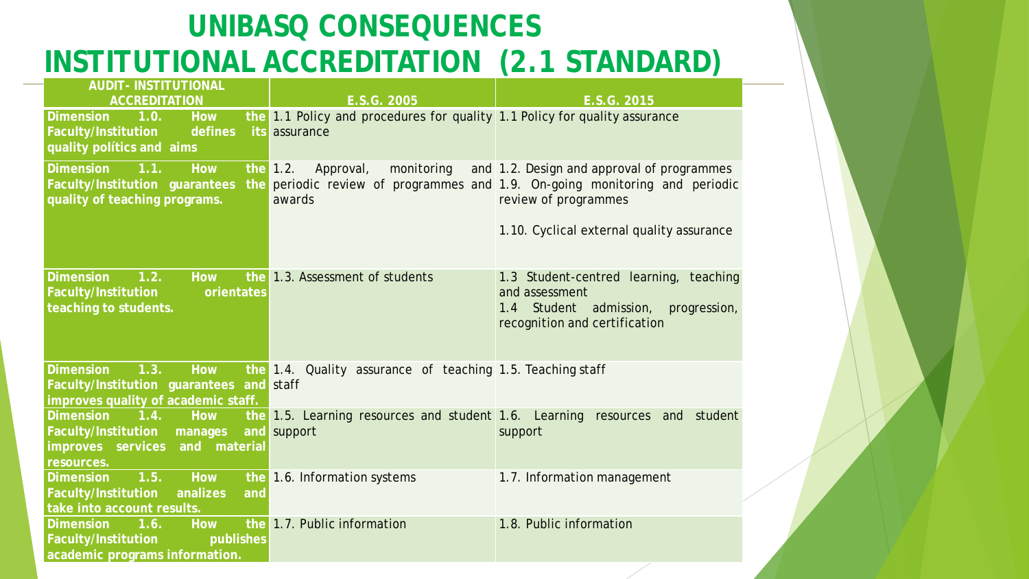# UNIBASQ CONSEQUENCES INSTITUTIONAL ACCREDITATION (2.1 STANDARD)

| AUDIT- INSTITUTIONAL ACCREDITATION | E.S.G. 2005 | E.S.G. 2015 |
|---|---|---|
| Dimension 1.0. How the Faculty/Institution defines its quality políticas and aims | 1.1 Policy and procedures for quality assurance | 1.1 Policy for quality assurance |
| Dimension 1.1. How the Faculty/Institution guarantees the quality of teaching programs. | 1.2. Approval, monitoring and periodic review of programmes and awards | 1.2. Design and approval of programmes<br>1.9. On-going monitoring and periodic review of programmes<br><br>1.10. Cyclical external quality assurance |
| Dimension 1.2. How the Faculty/Institution orientates teaching to students. | 1.3. Assessment of students | 1.3 Student-centred learning, teaching and assessment<br>1.4 Student admission, progression, recognition and certification |
| Dimension 1.3. How the Faculty/Institution guarantees and improves quality of academic staff. | 1.4. Quality assurance of teaching staff | 1.5. Teaching staff |
| Dimension 1.4. How the Faculty/Institution manages and improves services and material resources. | 1.5. Learning resources and student support | 1.6. Learning resources and student support |
| Dimension 1.5. How the Faculty/Institution analizes and take into account results. | 1.6. Information systems | 1.7. Information management |
| Dimension 1.6. How the Faculty/Institution publishes academic programs information. | 1.7. Public information | 1.8. Public information |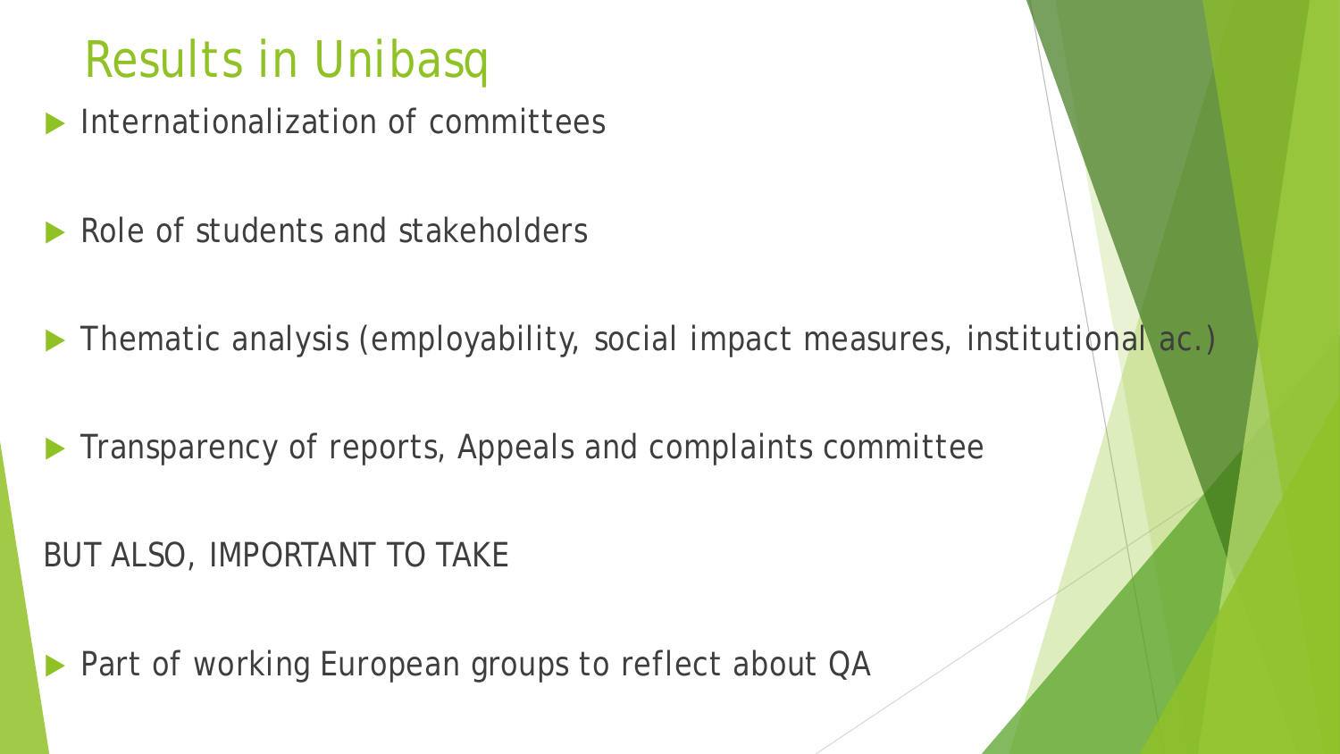# Results in Unibasq

- Internationalization of committees
- Role of students and stakeholders
- Thematic analysis (employability, social impact measures, institutional ac.)
- Transparency of reports, Appeals and complaints committee

BUT ALSO, IMPORTANT TO TAKE

- Part of working European groups to reflect about QA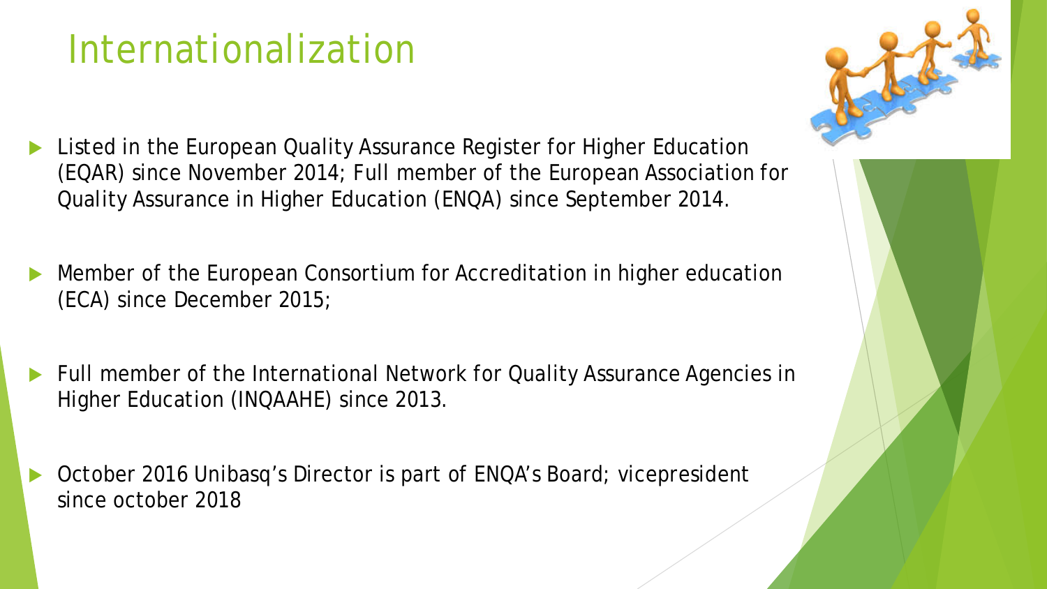# Internationalization

- Listed in the European Quality Assurance Register for Higher Education (EQAR) since November 2014; Full member of the European Association for Quality Assurance in Higher Education (ENQA) since September 2014.
- Member of the European Consortium for Accreditation in higher education (ECA) since December 2015;
- Full member of the International Network for Quality Assurance Agencies in Higher Education (INQAAHE) since 2013.
- October 2016 Unibasq's Director is part of ENQA's Board; vicepresident since october 2018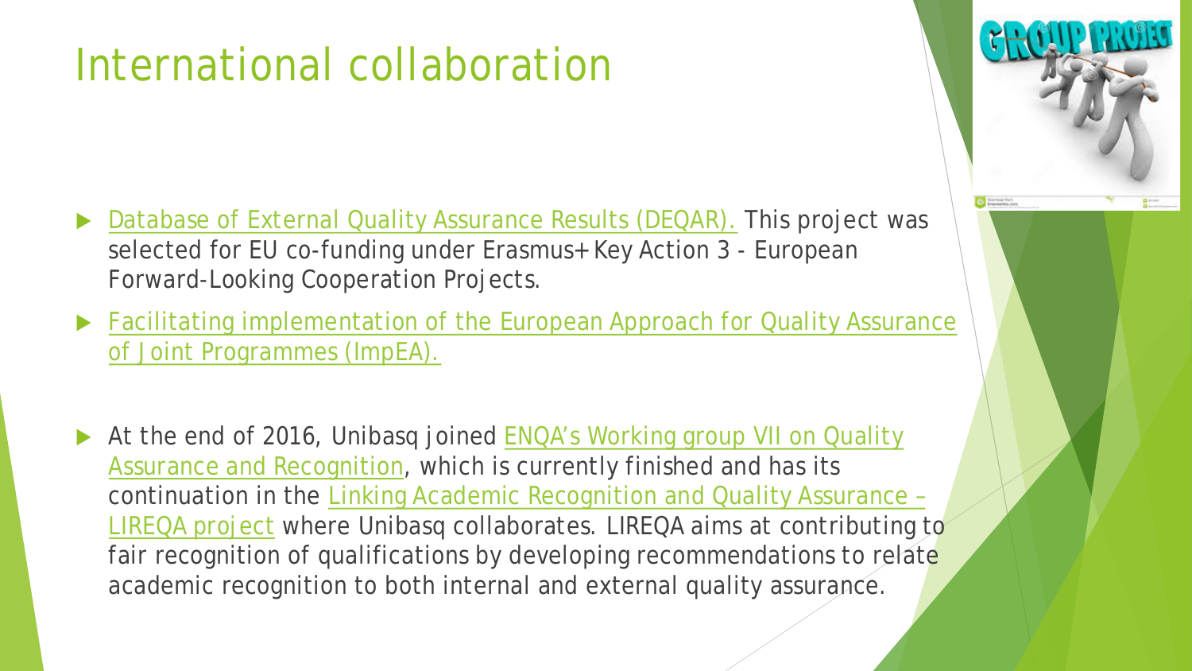# International collaboration

- Database of External Quality Assurance Results (DEQAR). This project was selected for EU co-funding under Erasmus+ Key Action 3 - European Forward-Looking Cooperation Projects.
- Facilitating implementation of the European Approach for Quality Assurance of Joint Programmes (ImpEA).
- At the end of 2016, Unibasq joined ENQA's Working group VII on Quality Assurance and Recognition, which is currently finished and has its continuation in the Linking Academic Recognition and Quality Assurance – LIREQA project where Unibasq collaborates. LIREQA aims at contributing to fair recognition of qualifications by developing recommendations to relate academic recognition to both internal and external quality assurance.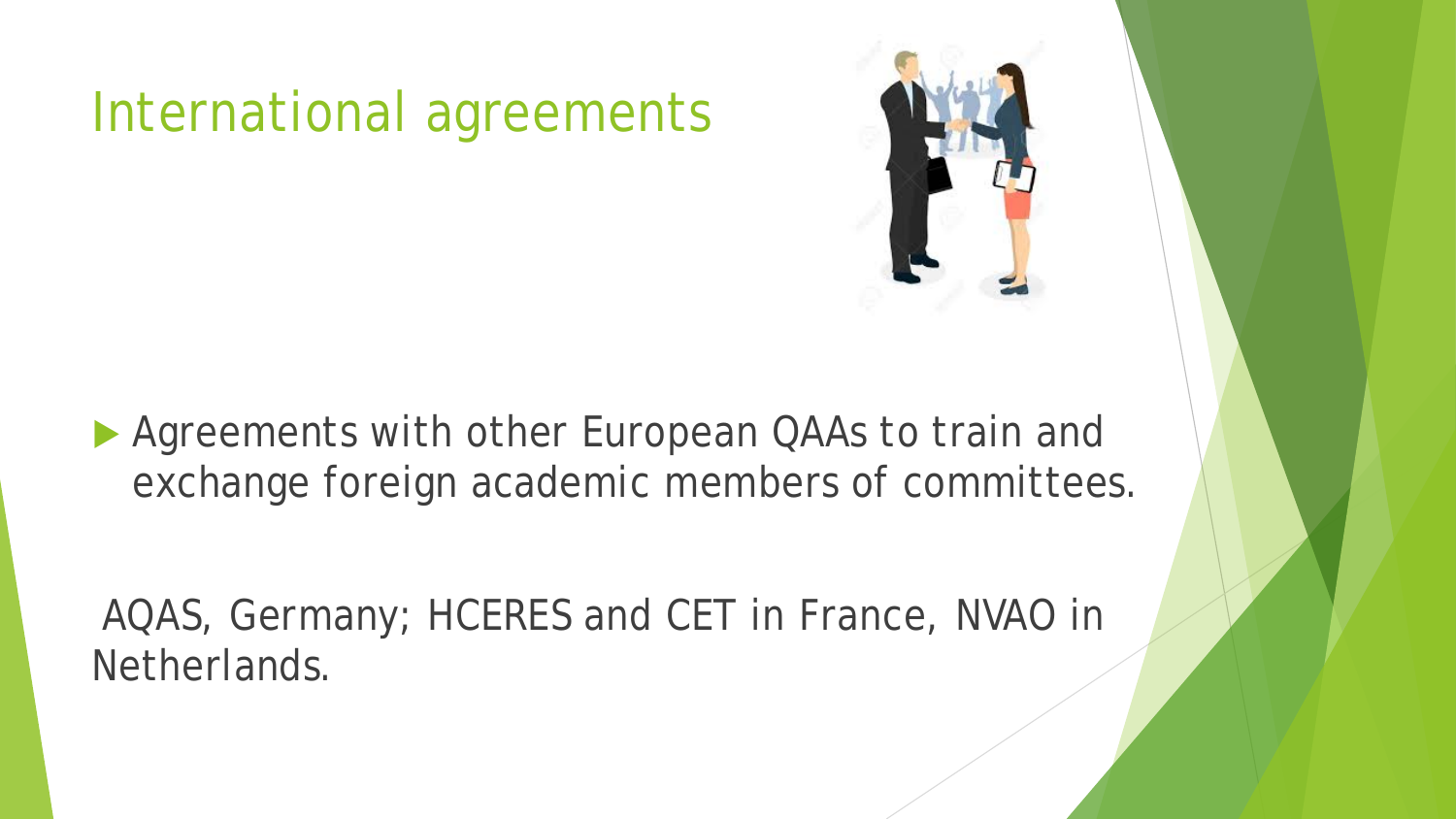# International agreements

- Agreements with other European QAAs to train and exchange foreign academic members of committees.

AQAS, Germany; HCERES and CET in France, NVAO in Netherlands.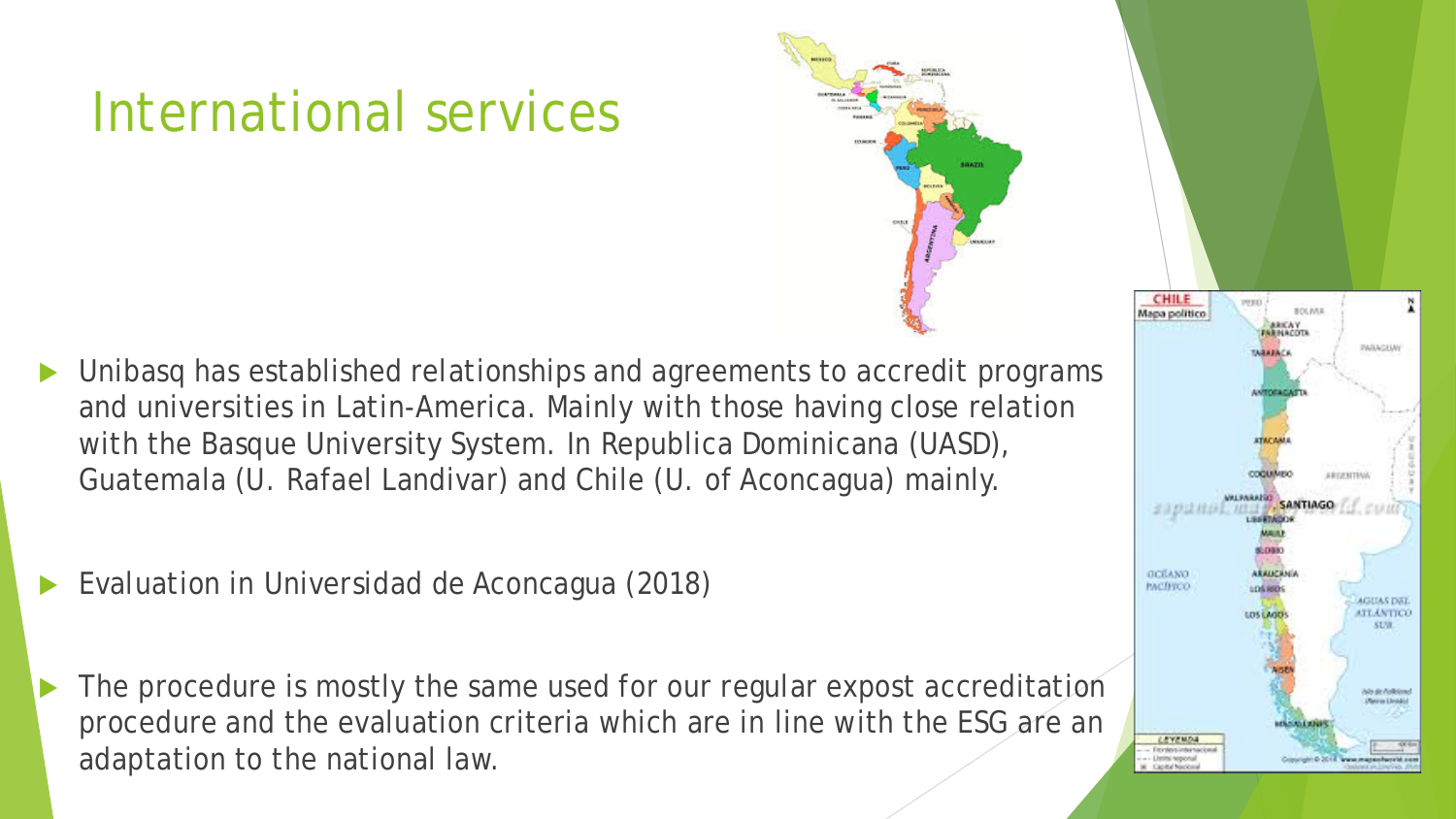# International services

- Unibasq has established relationships and agreements to accredit programs and universities in Latin-America. Mainly with those having close relation with the Basque University System. In Republica Dominicana (UASD), Guatemala (U. Rafael Landivar) and Chile (U. of Aconcagua) mainly.

- Evaluation in Universidad de Aconcagua (2018)

- The procedure is mostly the same used for our regular expost accreditation procedure and the evaluation criteria which are in line with the ESG are an adaptation to the national law.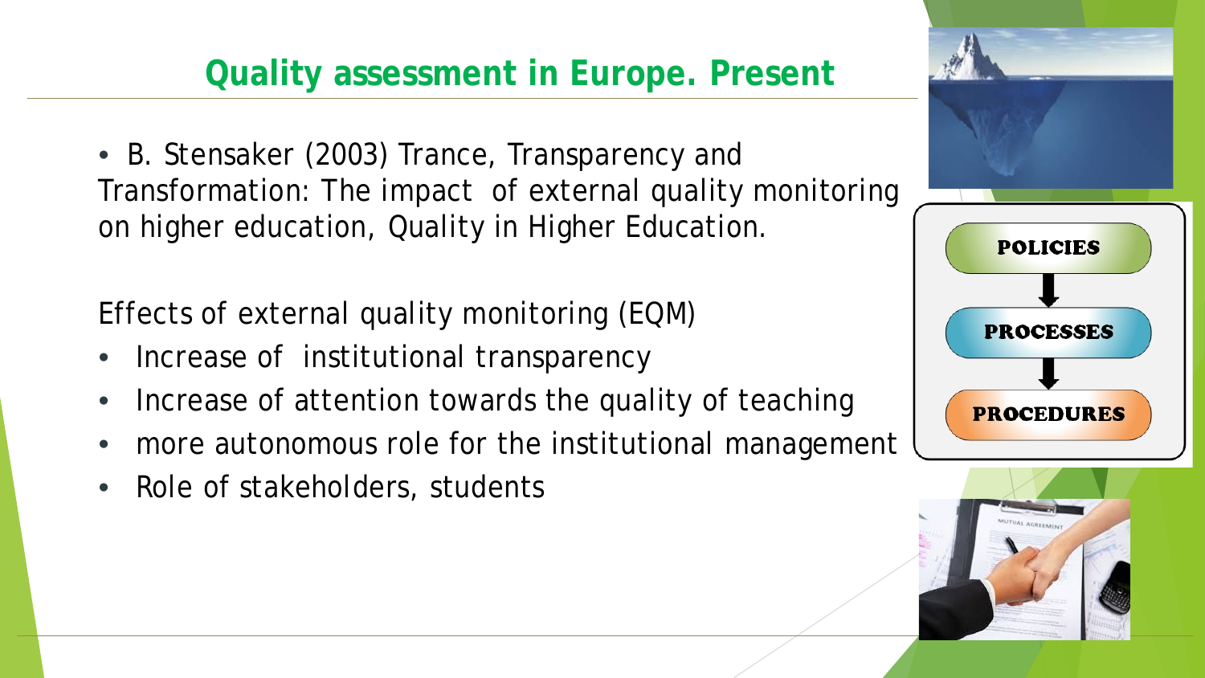## Quality assessment in Europe. Present

- B. Stensaker (2003) Trance, Transparency and Transformation: The impact of external quality monitoring on higher education, Quality in Higher Education.

Effects of external quality monitoring (EQM)

- Increase of institutional transparency
- Increase of attention towards the quality of teaching
- more autonomous role for the institutional management
- Role of stakeholders, students

POLICIES → PROCESSES → PROCEDURES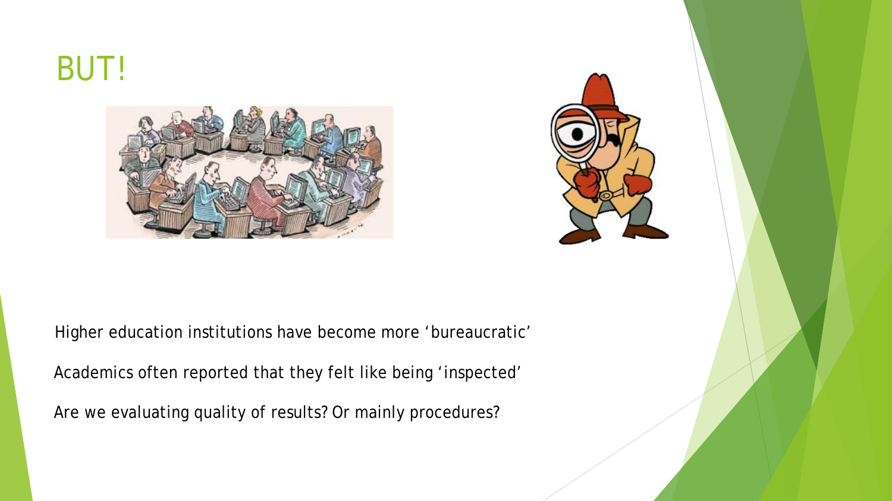# BUT!

Higher education institutions have become more ‘bureaucratic’

Academics often reported that they felt like being ‘inspected’

Are we evaluating quality of results? Or mainly procedures?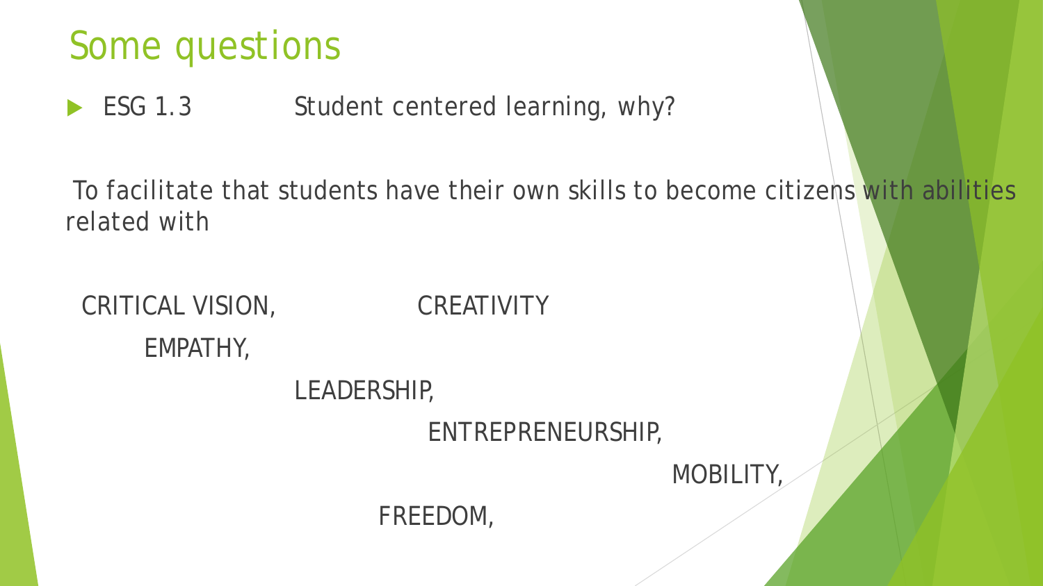# Some questions

- ESG 1.3 Student centered learning, why?

To facilitate that students have their own skills to become citizens with abilities related with

CRITICAL VISION, CREATIVITY

EMPATHY,

LEADERSHIP,

ENTREPRENEURSHIP,

MOBILITY,

FREEDOM,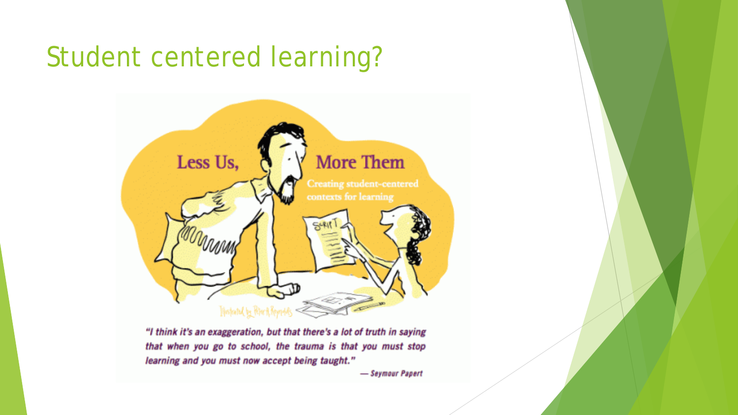# Student centered learning?

Less Us, More Them

Creating student-centered contexts for learning

*"I think it's an exaggeration, but that there's a lot of truth in saying that when you go to school, the trauma is that you must stop learning and you must now accept being taught."*

— Seymour Papert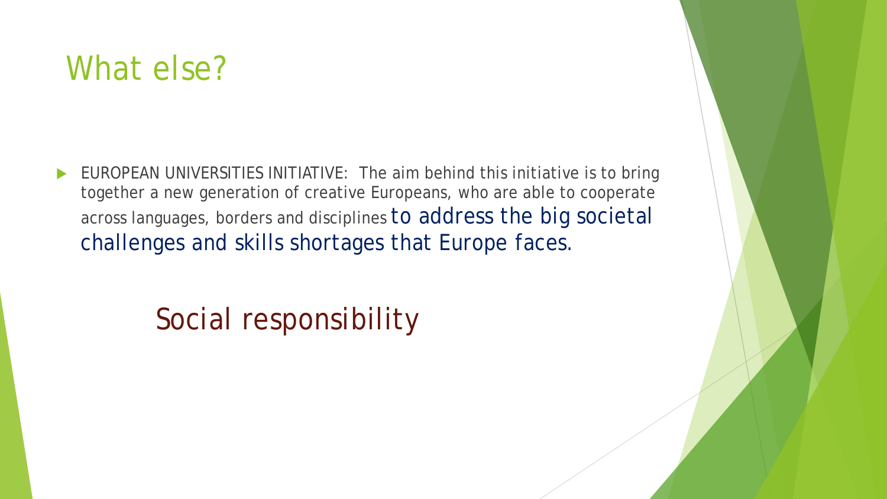# What else?

- EUROPEAN UNIVERSITIES INITIATIVE: The aim behind this initiative is to bring together a new generation of creative Europeans, who are able to cooperate across languages, borders and disciplines to address the big societal challenges and skills shortages that Europe faces.

## Social responsibility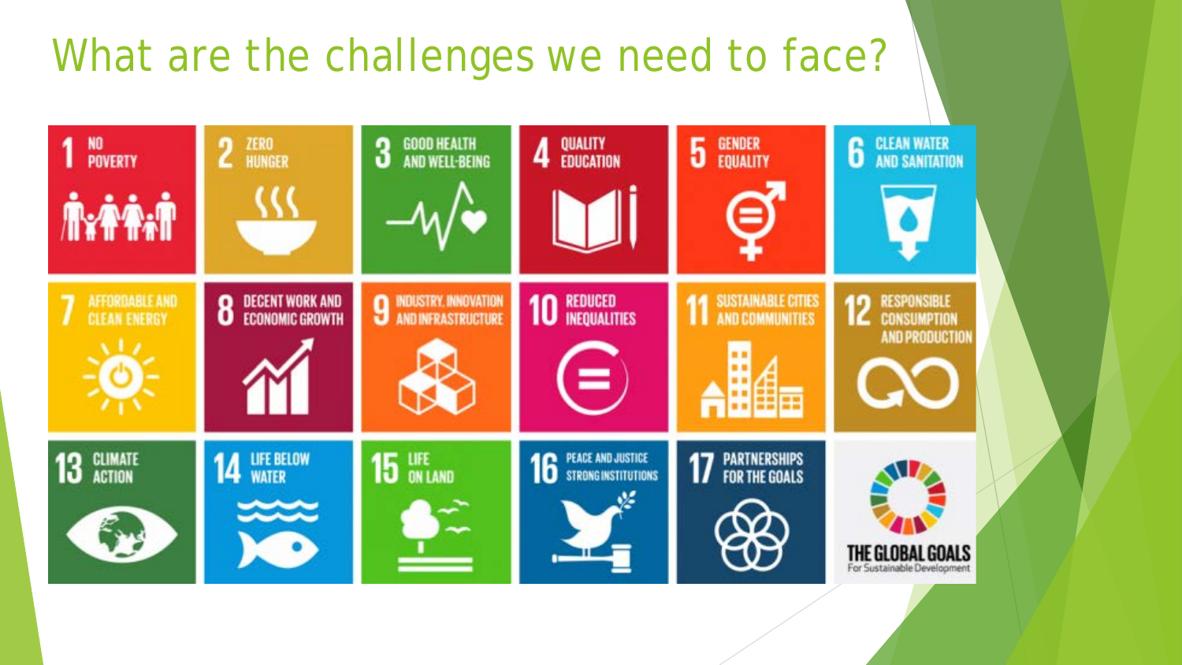# What are the challenges we need to face?

1 NO POVERTY

2 ZERO HUNGER

3 GOOD HEALTH AND WELL-BEING

4 QUALITY EDUCATION

5 GENDER EQUALITY

6 CLEAN WATER AND SANITATION

7 AFFORDABLE AND CLEAN ENERGY

8 DECENT WORK AND ECONOMIC GROWTH

9 INDUSTRY, INNOVATION AND INFRASTRUCTURE

10 REDUCED INEQUALITIES

11 SUSTAINABLE CITIES AND COMMUNITIES

12 RESPONSIBLE CONSUMPTION AND PRODUCTION

13 CLIMATE ACTION

14 LIFE BELOW WATER

15 LIFE ON LAND

16 PEACE AND JUSTICE STRONG INSTITUTIONS

17 PARTNERSHIPS FOR THE GOALS

THE GLOBAL GOALS For Sustainable Development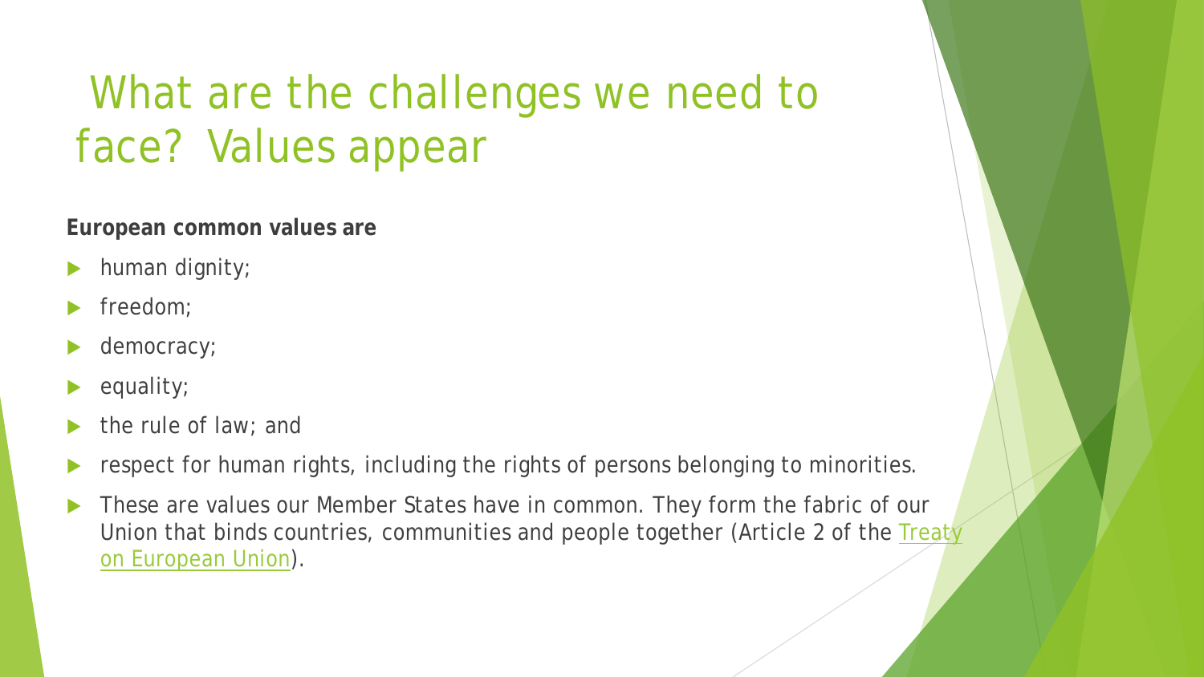# What are the challenges we need to face? Values appear

**European common values are**

- human dignity;
- freedom;
- democracy;
- equality;
- the rule of law; and
- respect for human rights, including the rights of persons belonging to minorities.
- These are values our Member States have in common. They form the fabric of our Union that binds countries, communities and people together (Article 2 of the Treaty on European Union).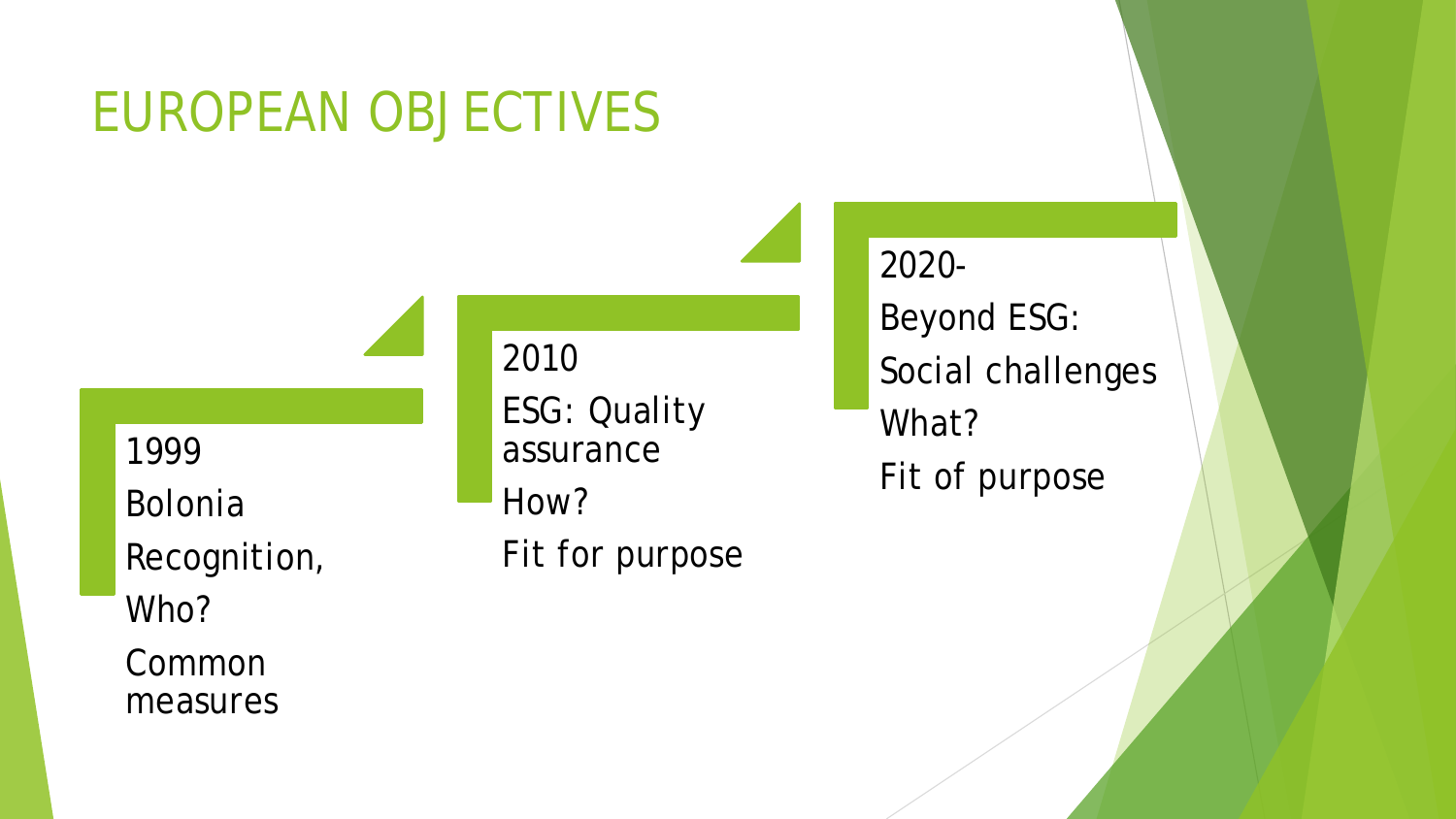# EUROPEAN OBJECTIVES

1999
Bolonia
Recognition,
Who?
Common measures

2010
ESG: Quality assurance
How?
Fit for purpose

2020-
Beyond ESG:
Social challenges
What?
Fit of purpose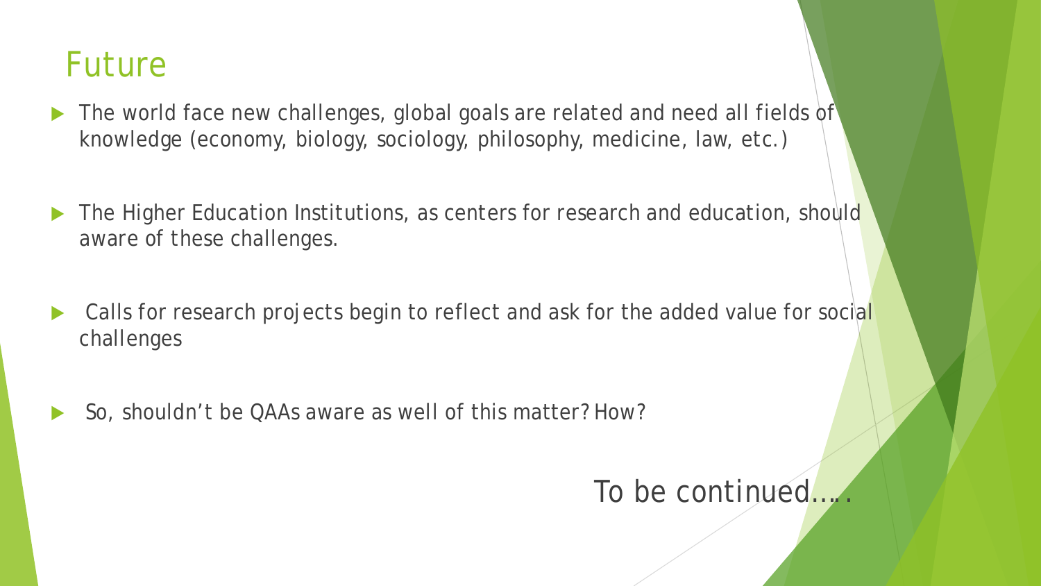# Future

- The world face new challenges, global goals are related and need all fields of knowledge (economy, biology, sociology, philosophy, medicine, law, etc.)
- The Higher Education Institutions, as centers for research and education, should aware of these challenges.
- Calls for research projects begin to reflect and ask for the added value for social challenges
- So, shouldn't be QAAs aware as well of this matter? How?

To be continued…..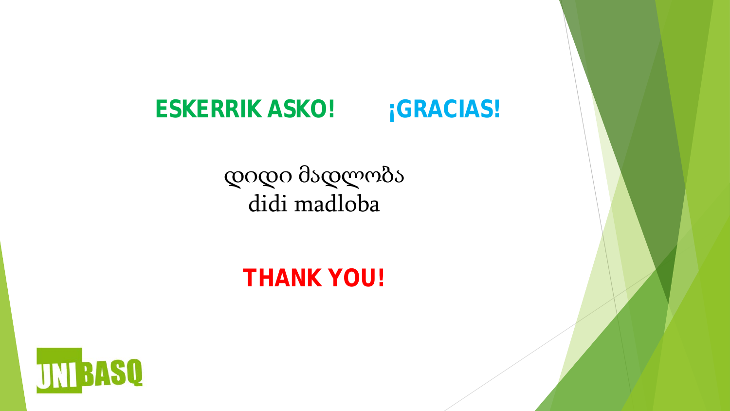**ESKERRIK ASKO!** **¡GRACIAS!**

დიდი მადლობა
didi madloba

**THANK YOU!**

UNIBASQ